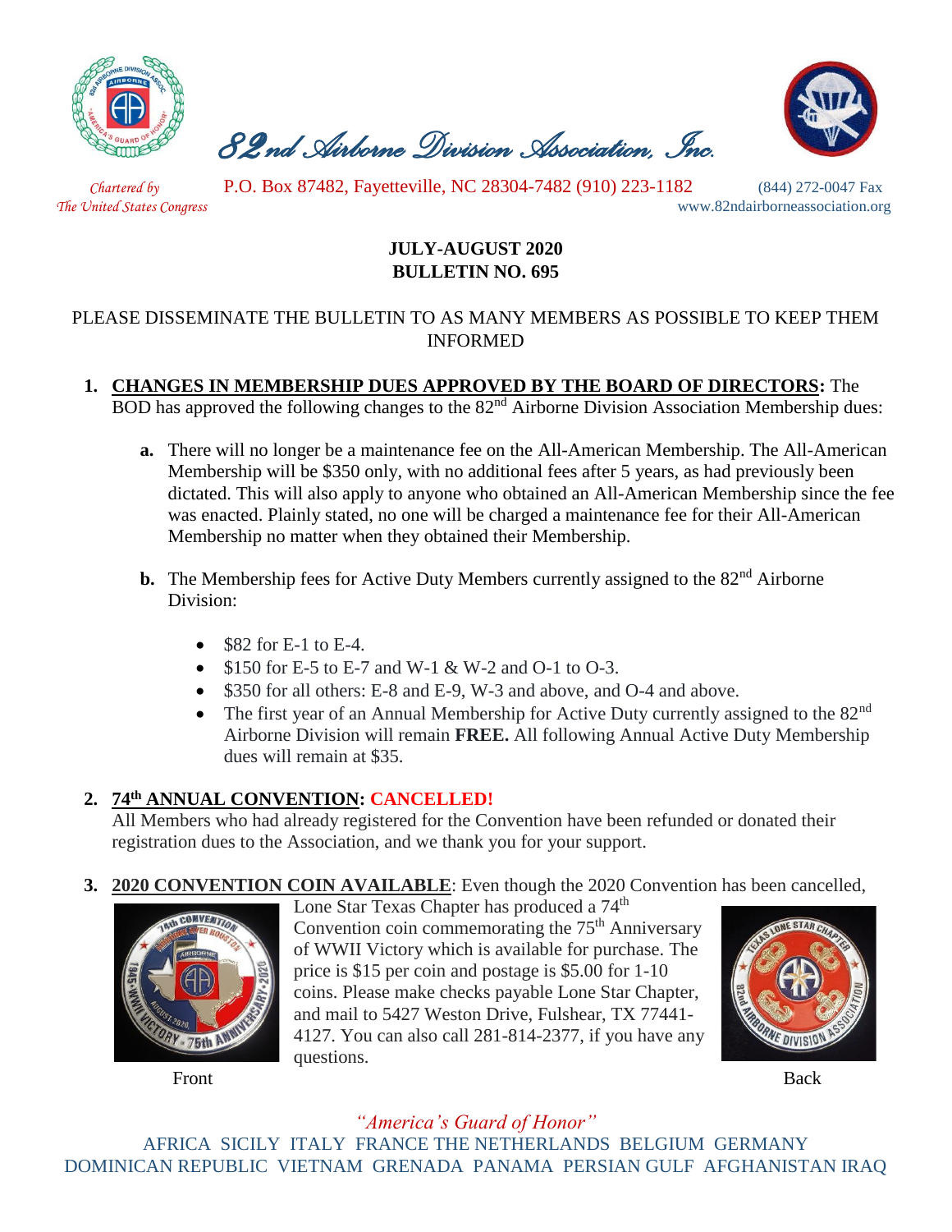# 82nd Airborne Division Association, Inc.

*Chartered by The United States Congress*

P.O. Box 87482, Fayetteville, NC 28304-7482 (910) 223-1182 (844) 272-0047 Fax

www.82ndairborneassociation.org

**JULY-AUGUST 2020**
**BULLETIN NO. 695**

PLEASE DISSEMINATE THE BULLETIN TO AS MANY MEMBERS AS POSSIBLE TO KEEP THEM INFORMED

1. **CHANGES IN MEMBERSHIP DUES APPROVED BY THE BOARD OF DIRECTORS:** The BOD has approved the following changes to the 82nd Airborne Division Association Membership dues:

   **a.** There will no longer be a maintenance fee on the All-American Membership. The All-American Membership will be $350 only, with no additional fees after 5 years, as had previously been dictated. This will also apply to anyone who obtained an All-American Membership since the fee was enacted. Plainly stated, no one will be charged a maintenance fee for their All-American Membership no matter when they obtained their Membership.

   **b.** The Membership fees for Active Duty Members currently assigned to the 82nd Airborne Division:

   - $82 for E-1 to E-4.
   - $150 for E-5 to E-7 and W-1 & W-2 and O-1 to O-3.
   - $350 for all others: E-8 and E-9, W-3 and above, and O-4 and above.
   - The first year of an Annual Membership for Active Duty currently assigned to the 82nd Airborne Division will remain **FREE.** All following Annual Active Duty Membership dues will remain at $35.

2. **74th ANNUAL CONVENTION: CANCELLED!**
   All Members who had already registered for the Convention have been refunded or donated their registration dues to the Association, and we thank you for your support.

3. **2020 CONVENTION COIN AVAILABLE**: Even though the 2020 Convention has been cancelled, Lone Star Texas Chapter has produced a 74th Convention coin commemorating the 75th Anniversary of WWII Victory which is available for purchase. The price is $15 per coin and postage is $5.00 for 1-10 coins. Please make checks payable Lone Star Chapter, and mail to 5427 Weston Drive, Fulshear, TX 77441-4127. You can also call 281-814-2377, if you have any questions.

Front

Back

*"America's Guard of Honor"*

AFRICA SICILY ITALY FRANCE THE NETHERLANDS BELGIUM GERMANY DOMINICAN REPUBLIC VIETNAM GRENADA PANAMA PERSIAN GULF AFGHANISTAN IRAQ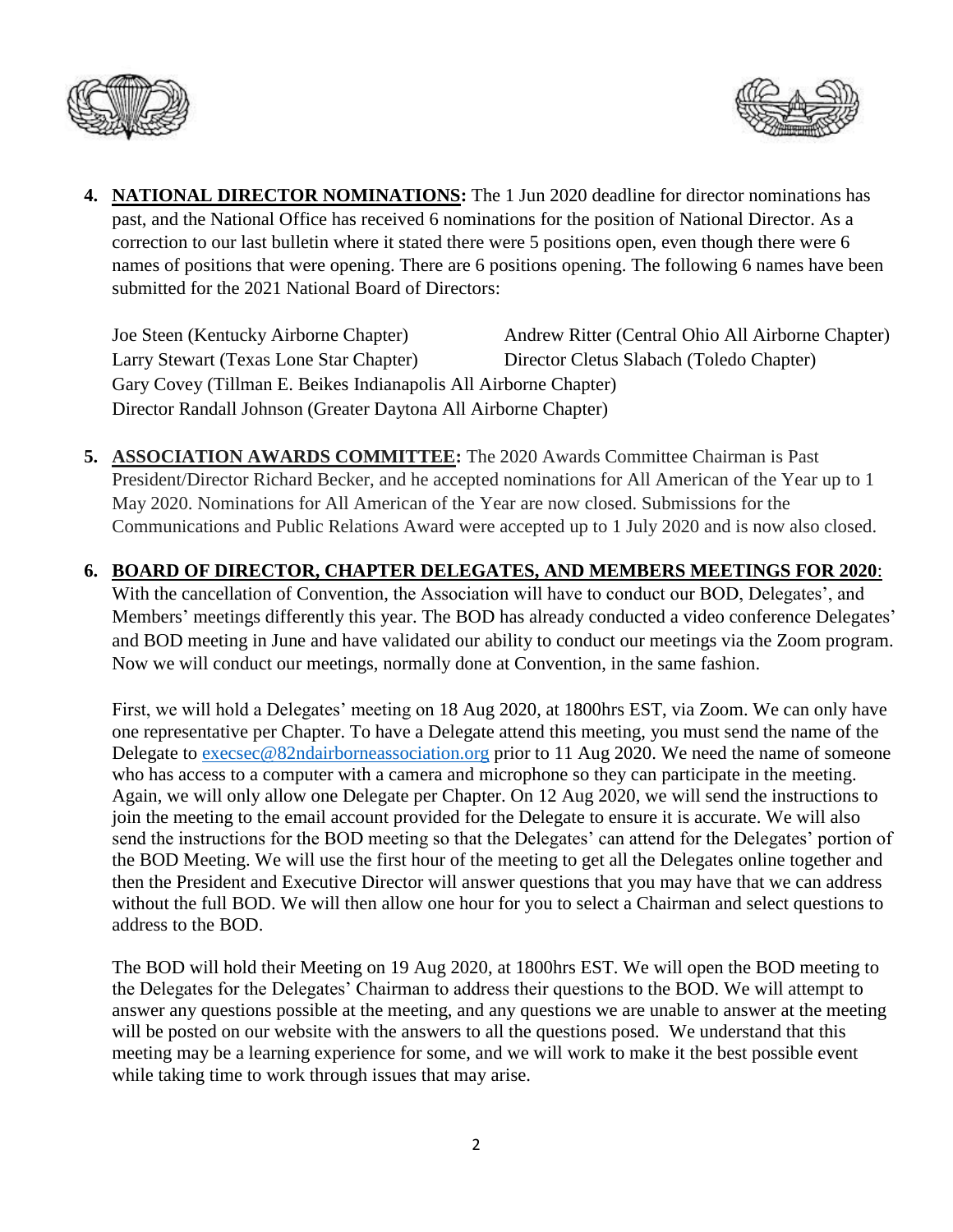4. **NATIONAL DIRECTOR NOMINATIONS:** The 1 Jun 2020 deadline for director nominations has past, and the National Office has received 6 nominations for the position of National Director. As a correction to our last bulletin where it stated there were 5 positions open, even though there were 6 names of positions that were opening. There are 6 positions opening. The following 6 names have been submitted for the 2021 National Board of Directors:

   Joe Steen (Kentucky Airborne Chapter)
   Andrew Ritter (Central Ohio All Airborne Chapter)
   Larry Stewart (Texas Lone Star Chapter)
   Director Cletus Slabach (Toledo Chapter)
   Gary Covey (Tillman E. Beikes Indianapolis All Airborne Chapter)
   Director Randall Johnson (Greater Daytona All Airborne Chapter)

5. **ASSOCIATION AWARDS COMMITTEE:** The 2020 Awards Committee Chairman is Past President/Director Richard Becker, and he accepted nominations for All American of the Year up to 1 May 2020. Nominations for All American of the Year are now closed. Submissions for the Communications and Public Relations Award were accepted up to 1 July 2020 and is now also closed.

6. **BOARD OF DIRECTOR, CHAPTER DELEGATES, AND MEMBERS MEETINGS FOR 2020**: With the cancellation of Convention, the Association will have to conduct our BOD, Delegates', and Members' meetings differently this year. The BOD has already conducted a video conference Delegates' and BOD meeting in June and have validated our ability to conduct our meetings via the Zoom program. Now we will conduct our meetings, normally done at Convention, in the same fashion.

   First, we will hold a Delegates' meeting on 18 Aug 2020, at 1800hrs EST, via Zoom. We can only have one representative per Chapter. To have a Delegate attend this meeting, you must send the name of the Delegate to execsec@82ndairborneassociation.org prior to 11 Aug 2020. We need the name of someone who has access to a computer with a camera and microphone so they can participate in the meeting. Again, we will only allow one Delegate per Chapter. On 12 Aug 2020, we will send the instructions to join the meeting to the email account provided for the Delegate to ensure it is accurate. We will also send the instructions for the BOD meeting so that the Delegates' can attend for the Delegates' portion of the BOD Meeting. We will use the first hour of the meeting to get all the Delegates online together and then the President and Executive Director will answer questions that you may have that we can address without the full BOD. We will then allow one hour for you to select a Chairman and select questions to address to the BOD.

   The BOD will hold their Meeting on 19 Aug 2020, at 1800hrs EST. We will open the BOD meeting to the Delegates for the Delegates' Chairman to address their questions to the BOD. We will attempt to answer any questions possible at the meeting, and any questions we are unable to answer at the meeting will be posted on our website with the answers to all the questions posed. We understand that this meeting may be a learning experience for some, and we will work to make it the best possible event while taking time to work through issues that may arise.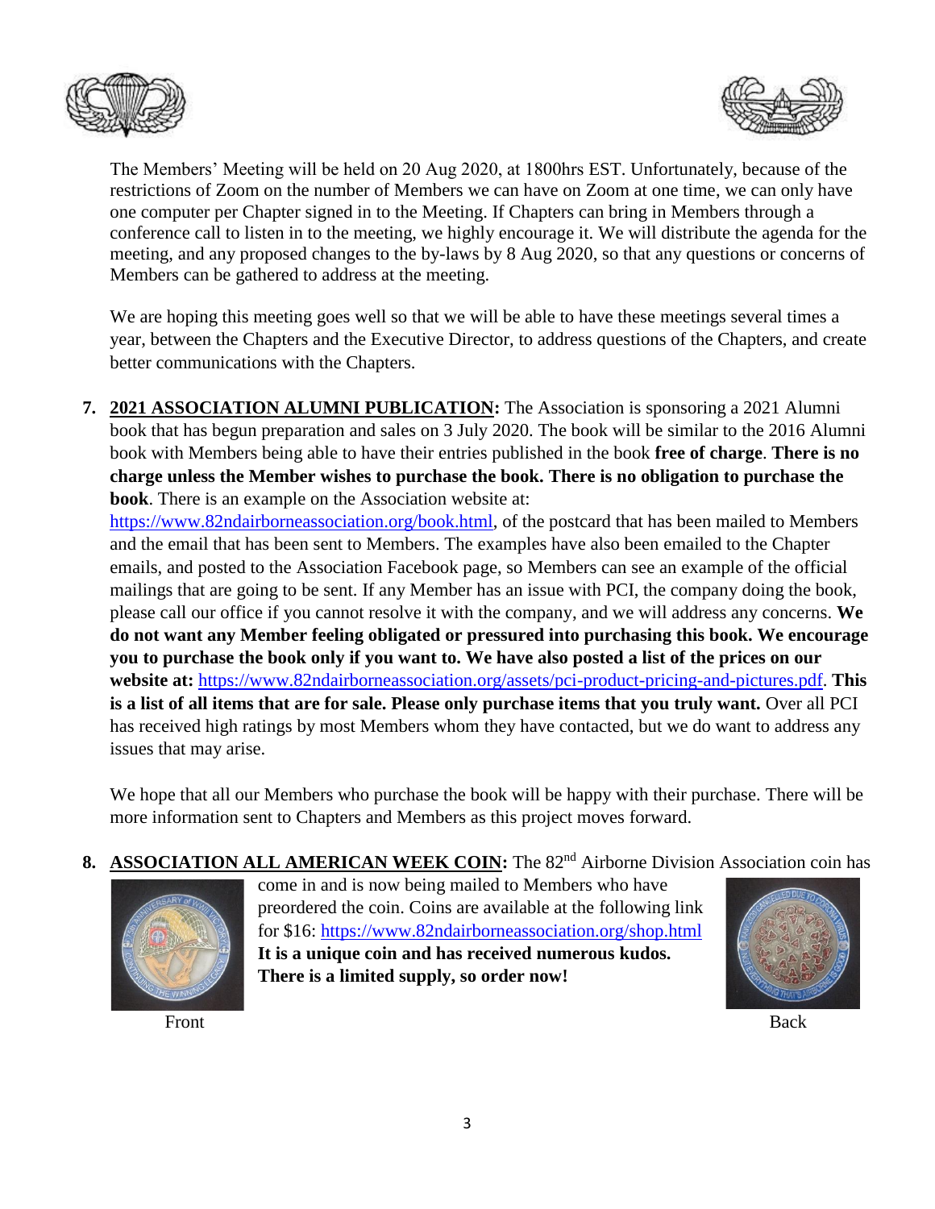The Members' Meeting will be held on 20 Aug 2020, at 1800hrs EST. Unfortunately, because of the restrictions of Zoom on the number of Members we can have on Zoom at one time, we can only have one computer per Chapter signed in to the Meeting. If Chapters can bring in Members through a conference call to listen in to the meeting, we highly encourage it. We will distribute the agenda for the meeting, and any proposed changes to the by-laws by 8 Aug 2020, so that any questions or concerns of Members can be gathered to address at the meeting.

We are hoping this meeting goes well so that we will be able to have these meetings several times a year, between the Chapters and the Executive Director, to address questions of the Chapters, and create better communications with the Chapters.

7. **2021 ASSOCIATION ALUMNI PUBLICATION:** The Association is sponsoring a 2021 Alumni book that has begun preparation and sales on 3 July 2020. The book will be similar to the 2016 Alumni book with Members being able to have their entries published in the book **free of charge**. **There is no charge unless the Member wishes to purchase the book. There is no obligation to purchase the book**. There is an example on the Association website at: https://www.82ndairborneassociation.org/book.html, of the postcard that has been mailed to Members and the email that has been sent to Members. The examples have also been emailed to the Chapter emails, and posted to the Association Facebook page, so Members can see an example of the official mailings that are going to be sent. If any Member has an issue with PCI, the company doing the book, please call our office if you cannot resolve it with the company, and we will address any concerns. **We do not want any Member feeling obligated or pressured into purchasing this book. We encourage you to purchase the book only if you want to. We have also posted a list of the prices on our website at:** https://www.82ndairborneassociation.org/assets/pci-product-pricing-and-pictures.pdf. **This is a list of all items that are for sale. Please only purchase items that you truly want.** Over all PCI has received high ratings by most Members whom they have contacted, but we do want to address any issues that may arise.

   We hope that all our Members who purchase the book will be happy with their purchase. There will be more information sent to Chapters and Members as this project moves forward.

8. **ASSOCIATION ALL AMERICAN WEEK COIN:** The 82nd Airborne Division Association coin has come in and is now being mailed to Members who have preordered the coin. Coins are available at the following link for $16: https://www.82ndairborneassociation.org/shop.html **It is a unique coin and has received numerous kudos. There is a limited supply, so order now!**

Front

Back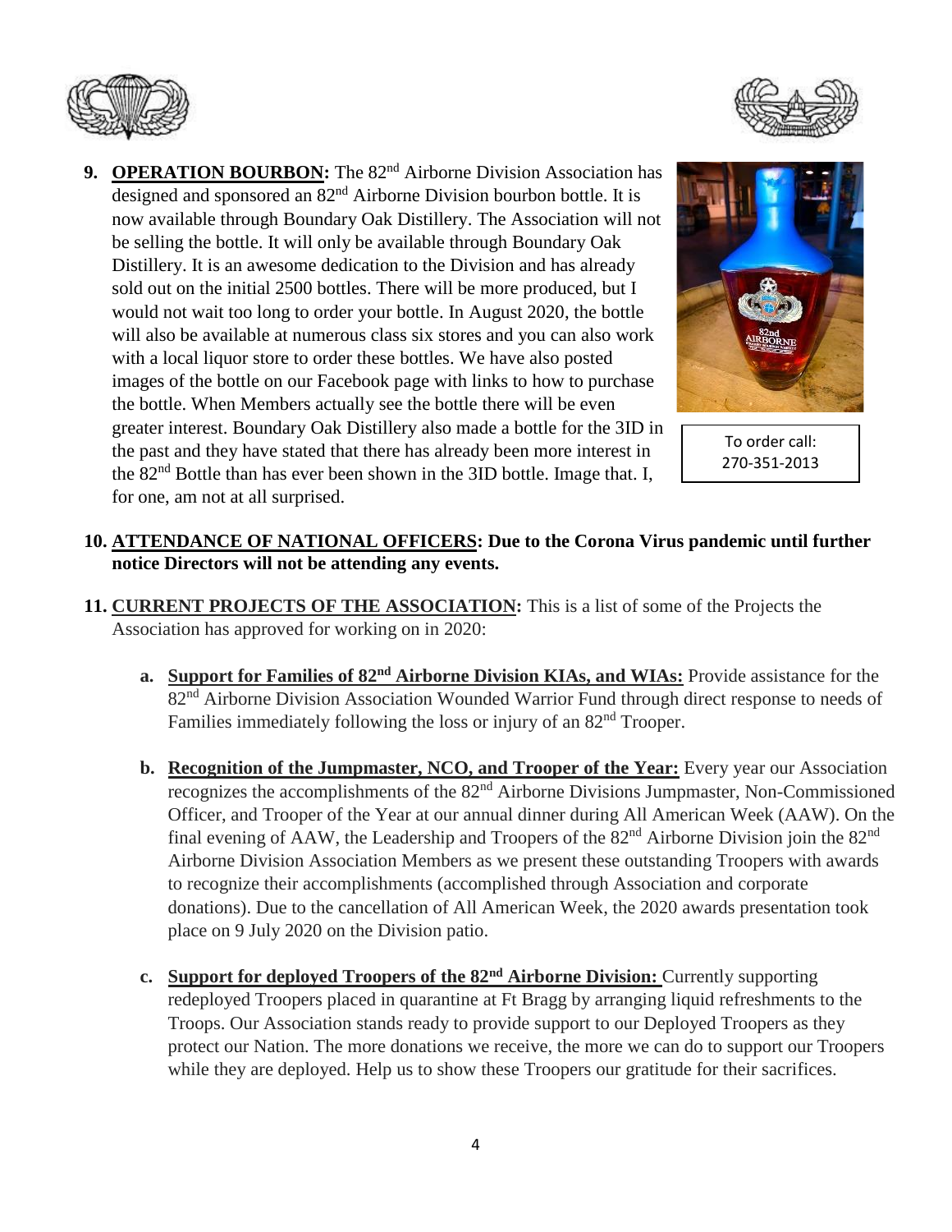9. **OPERATION BOURBON:** The 82nd Airborne Division Association has designed and sponsored an 82nd Airborne Division bourbon bottle. It is now available through Boundary Oak Distillery. The Association will not be selling the bottle. It will only be available through Boundary Oak Distillery. It is an awesome dedication to the Division and has already sold out on the initial 2500 bottles. There will be more produced, but I would not wait too long to order your bottle. In August 2020, the bottle will also be available at numerous class six stores and you can also work with a local liquor store to order these bottles. We have also posted images of the bottle on our Facebook page with links to how to purchase the bottle. When Members actually see the bottle there will be even greater interest. Boundary Oak Distillery also made a bottle for the 3ID in the past and they have stated that there has already been more interest in the 82nd Bottle than has ever been shown in the 3ID bottle. Image that. I, for one, am not at all surprised.

To order call: 270-351-2013

10. **ATTENDANCE OF NATIONAL OFFICERS: Due to the Corona Virus pandemic until further notice Directors will not be attending any events.**

11. **CURRENT PROJECTS OF THE ASSOCIATION:** This is a list of some of the Projects the Association has approved for working on in 2020:

    a. **Support for Families of 82nd Airborne Division KIAs, and WIAs:** Provide assistance for the 82nd Airborne Division Association Wounded Warrior Fund through direct response to needs of Families immediately following the loss or injury of an 82nd Trooper.

    b. **Recognition of the Jumpmaster, NCO, and Trooper of the Year:** Every year our Association recognizes the accomplishments of the 82nd Airborne Divisions Jumpmaster, Non-Commissioned Officer, and Trooper of the Year at our annual dinner during All American Week (AAW). On the final evening of AAW, the Leadership and Troopers of the 82nd Airborne Division join the 82nd Airborne Division Association Members as we present these outstanding Troopers with awards to recognize their accomplishments (accomplished through Association and corporate donations). Due to the cancellation of All American Week, the 2020 awards presentation took place on 9 July 2020 on the Division patio.

    c. **Support for deployed Troopers of the 82nd Airborne Division:** Currently supporting redeployed Troopers placed in quarantine at Ft Bragg by arranging liquid refreshments to the Troops. Our Association stands ready to provide support to our Deployed Troopers as they protect our Nation. The more donations we receive, the more we can do to support our Troopers while they are deployed. Help us to show these Troopers our gratitude for their sacrifices.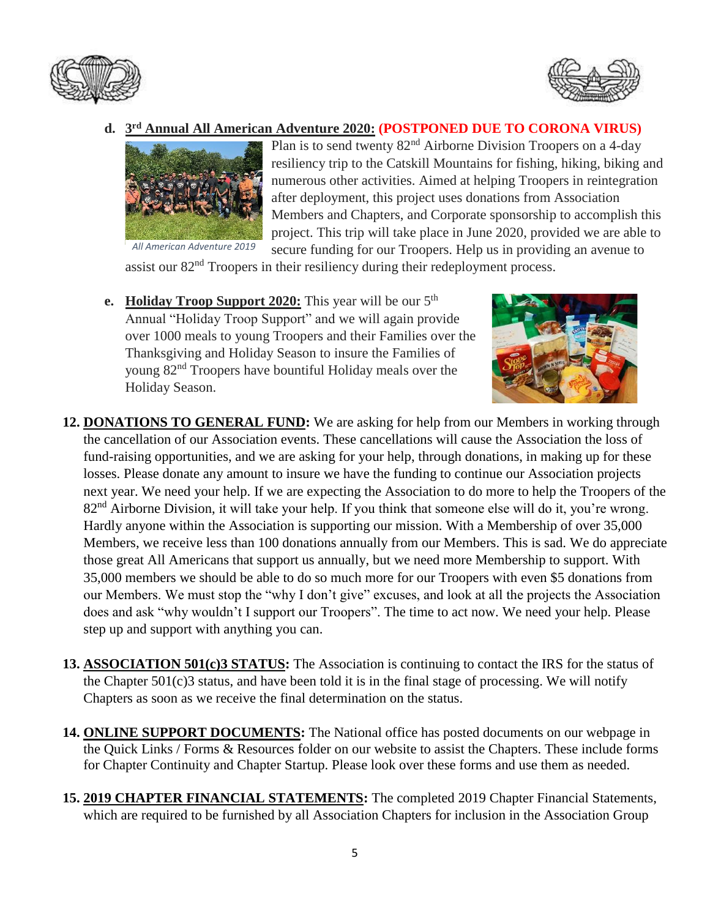d. **<u>3rd Annual All American Adventure 2020:</u> (POSTPONED DUE TO CORONA VIRUS)** Plan is to send twenty 82nd Airborne Division Troopers on a 4-day resiliency trip to the Catskill Mountains for fishing, hiking, biking and numerous other activities. Aimed at helping Troopers in reintegration after deployment, this project uses donations from Association Members and Chapters, and Corporate sponsorship to accomplish this project. This trip will take place in June 2020, provided we are able to secure funding for our Troopers. Help us in providing an avenue to assist our 82nd Troopers in their resiliency during their redeployment process.

*All American Adventure 2019*

e. **<u>Holiday Troop Support 2020:</u>** This year will be our 5th Annual "Holiday Troop Support" and we will again provide over 1000 meals to young Troopers and their Families over the Thanksgiving and Holiday Season to insure the Families of young 82nd Troopers have bountiful Holiday meals over the Holiday Season.

12. **<u>DONATIONS TO GENERAL FUND</u>:** We are asking for help from our Members in working through the cancellation of our Association events. These cancellations will cause the Association the loss of fund-raising opportunities, and we are asking for your help, through donations, in making up for these losses. Please donate any amount to insure we have the funding to continue our Association projects next year. We need your help. If we are expecting the Association to do more to help the Troopers of the 82nd Airborne Division, it will take your help. If you think that someone else will do it, you're wrong. Hardly anyone within the Association is supporting our mission. With a Membership of over 35,000 Members, we receive less than 100 donations annually from our Members. This is sad. We do appreciate those great All Americans that support us annually, but we need more Membership to support. With 35,000 members we should be able to do so much more for our Troopers with even $5 donations from our Members. We must stop the "why I don't give" excuses, and look at all the projects the Association does and ask "why wouldn't I support our Troopers". The time to act now. We need your help. Please step up and support with anything you can.

13. **<u>ASSOCIATION 501(c)3 STATUS</u>:** The Association is continuing to contact the IRS for the status of the Chapter 501(c)3 status, and have been told it is in the final stage of processing. We will notify Chapters as soon as we receive the final determination on the status.

14. **<u>ONLINE SUPPORT DOCUMENTS</u>:** The National office has posted documents on our webpage in the Quick Links / Forms & Resources folder on our website to assist the Chapters. These include forms for Chapter Continuity and Chapter Startup. Please look over these forms and use them as needed.

15. **<u>2019 CHAPTER FINANCIAL STATEMENTS</u>:** The completed 2019 Chapter Financial Statements, which are required to be furnished by all Association Chapters for inclusion in the Association Group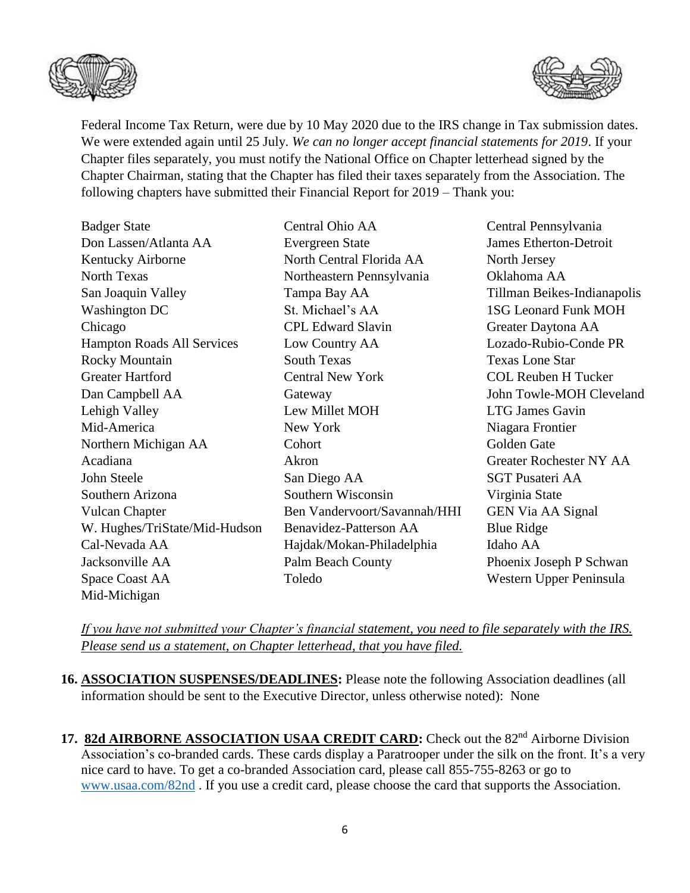Federal Income Tax Return, were due by 10 May 2020 due to the IRS change in Tax submission dates. We were extended again until 25 July. *We can no longer accept financial statements for 2019*. If your Chapter files separately, you must notify the National Office on Chapter letterhead signed by the Chapter Chairman, stating that the Chapter has filed their taxes separately from the Association. The following chapters have submitted their Financial Report for 2019 – Thank you:

| | | |
|---|---|---|
| Badger State | Central Ohio AA | Central Pennsylvania |
| Don Lassen/Atlanta AA | Evergreen State | James Etherton-Detroit |
| Kentucky Airborne | North Central Florida AA | North Jersey |
| North Texas | Northeastern Pennsylvania | Oklahoma AA |
| San Joaquin Valley | Tampa Bay AA | Tillman Beikes-Indianapolis |
| Washington DC | St. Michael's AA | 1SG Leonard Funk MOH |
| Chicago | CPL Edward Slavin | Greater Daytona AA |
| Hampton Roads All Services | Low Country AA | Lozado-Rubio-Conde PR |
| Rocky Mountain | South Texas | Texas Lone Star |
| Greater Hartford | Central New York | COL Reuben H Tucker |
| Dan Campbell AA | Gateway | John Towle-MOH Cleveland |
| Lehigh Valley | Lew Millet MOH | LTG James Gavin |
| Mid-America | New York | Niagara Frontier |
| Northern Michigan AA | Cohort | Golden Gate |
| Acadiana | Akron | Greater Rochester NY AA |
| John Steele | San Diego AA | SGT Pusateri AA |
| Southern Arizona | Southern Wisconsin | Virginia State |
| Vulcan Chapter | Ben Vandervoort/Savannah/HHI | GEN Via AA Signal |
| W. Hughes/TriState/Mid-Hudson | Benavidez-Patterson AA | Blue Ridge |
| Cal-Nevada AA | Hajdak/Mokan-Philadelphia | Idaho AA |
| Jacksonville AA | Palm Beach County | Phoenix Joseph P Schwan |
| Space Coast AA | Toledo | Western Upper Peninsula |
| Mid-Michigan | | |

*If you have not submitted your Chapter's financial statement, you need to file separately with the IRS. Please send us a statement, on Chapter letterhead, that you have filed.*

**16. ASSOCIATION SUSPENSES/DEADLINES:** Please note the following Association deadlines (all information should be sent to the Executive Director, unless otherwise noted): None

**17. 82d AIRBORNE ASSOCIATION USAA CREDIT CARD:** Check out the 82nd Airborne Division Association's co-branded cards. These cards display a Paratrooper under the silk on the front. It's a very nice card to have. To get a co-branded Association card, please call 855-755-8263 or go to www.usaa.com/82nd . If you use a credit card, please choose the card that supports the Association.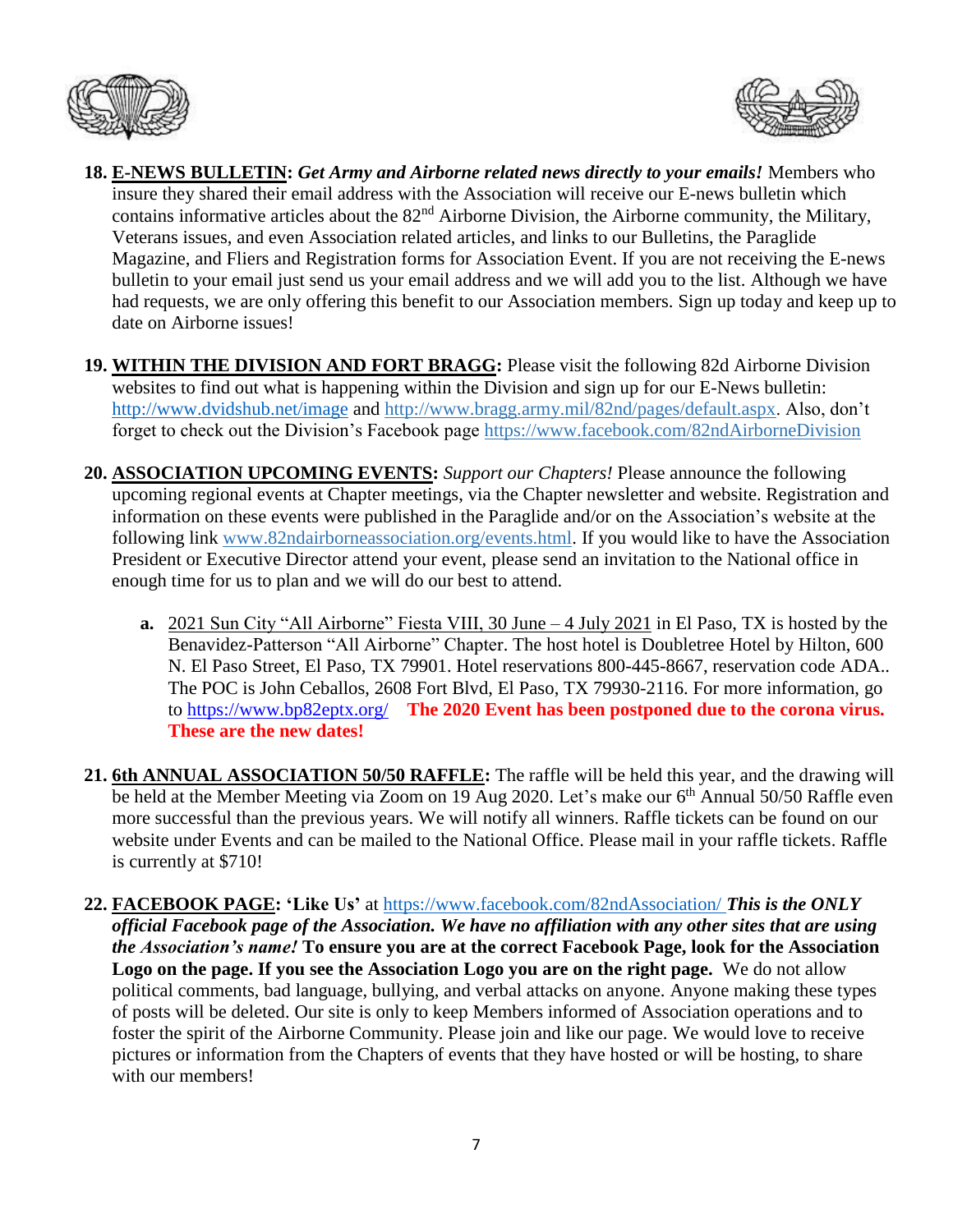18. **<u>E-NEWS BULLETIN</u>:** ***Get Army and Airborne related news directly to your emails!*** Members who insure they shared their email address with the Association will receive our E-news bulletin which contains informative articles about the 82nd Airborne Division, the Airborne community, the Military, Veterans issues, and even Association related articles, and links to our Bulletins, the Paraglide Magazine, and Fliers and Registration forms for Association Event. If you are not receiving the E-news bulletin to your email just send us your email address and we will add you to the list. Although we have had requests, we are only offering this benefit to our Association members. Sign up today and keep up to date on Airborne issues!

19. **<u>WITHIN THE DIVISION AND FORT BRAGG</u>:** Please visit the following 82d Airborne Division websites to find out what is happening within the Division and sign up for our E-News bulletin: http://www.dvidshub.net/image and http://www.bragg.army.mil/82nd/pages/default.aspx. Also, don't forget to check out the Division's Facebook page https://www.facebook.com/82ndAirborneDivision

20. **<u>ASSOCIATION UPCOMING EVENTS</u>:** *Support our Chapters!* Please announce the following upcoming regional events at Chapter meetings, via the Chapter newsletter and website. Registration and information on these events were published in the Paraglide and/or on the Association's website at the following link www.82ndairborneassociation.org/events.html. If you would like to have the Association President or Executive Director attend your event, please send an invitation to the National office in enough time for us to plan and we will do our best to attend.

    a. <u>2021 Sun City "All Airborne" Fiesta VIII, 30 June – 4 July 2021</u> in El Paso, TX is hosted by the Benavidez-Patterson "All Airborne" Chapter. The host hotel is Doubletree Hotel by Hilton, 600 N. El Paso Street, El Paso, TX 79901. Hotel reservations 800-445-8667, reservation code ADA.. The POC is John Ceballos, 2608 Fort Blvd, El Paso, TX 79930-2116. For more information, go to https://www.bp82eptx.org/ **The 2020 Event has been postponed due to the corona virus. These are the new dates!**

21. **<u>6th ANNUAL ASSOCIATION 50/50 RAFFLE</u>:** The raffle will be held this year, and the drawing will be held at the Member Meeting via Zoom on 19 Aug 2020. Let's make our 6th Annual 50/50 Raffle even more successful than the previous years. We will notify all winners. Raffle tickets can be found on our website under Events and can be mailed to the National Office. Please mail in your raffle tickets. Raffle is currently at $710!

22. **<u>FACEBOOK PAGE</u>: 'Like Us'** at https://www.facebook.com/82ndAssociation/ ***This is the ONLY official Facebook page of the Association. We have no affiliation with any other sites that are using the Association's name!*** **To ensure you are at the correct Facebook Page, look for the Association Logo on the page. If you see the Association Logo you are on the right page.** We do not allow political comments, bad language, bullying, and verbal attacks on anyone. Anyone making these types of posts will be deleted. Our site is only to keep Members informed of Association operations and to foster the spirit of the Airborne Community. Please join and like our page. We would love to receive pictures or information from the Chapters of events that they have hosted or will be hosting, to share with our members!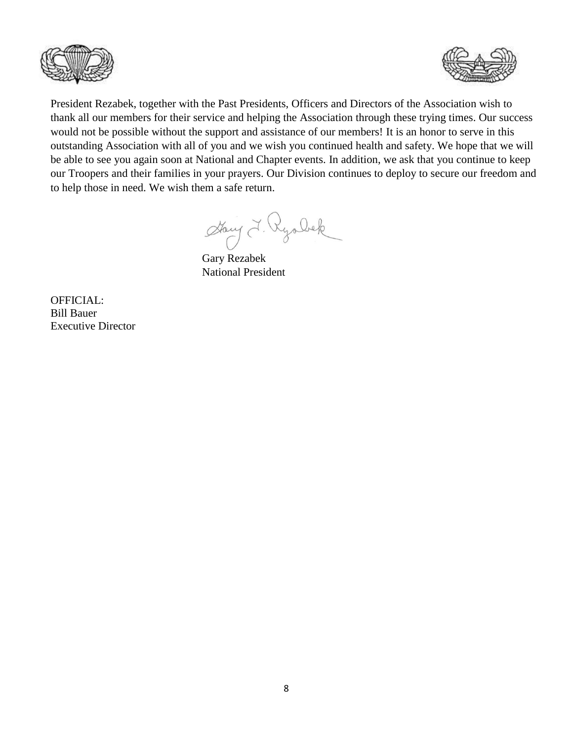President Rezabek, together with the Past Presidents, Officers and Directors of the Association wish to thank all our members for their service and helping the Association through these trying times. Our success would not be possible without the support and assistance of our members! It is an honor to serve in this outstanding Association with all of you and we wish you continued health and safety. We hope that we will be able to see you again soon at National and Chapter events. In addition, we ask that you continue to keep our Troopers and their families in your prayers. Our Division continues to deploy to secure our freedom and to help those in need. We wish them a safe return.

Gary Rezabek
National President

OFFICIAL:
Bill Bauer
Executive Director